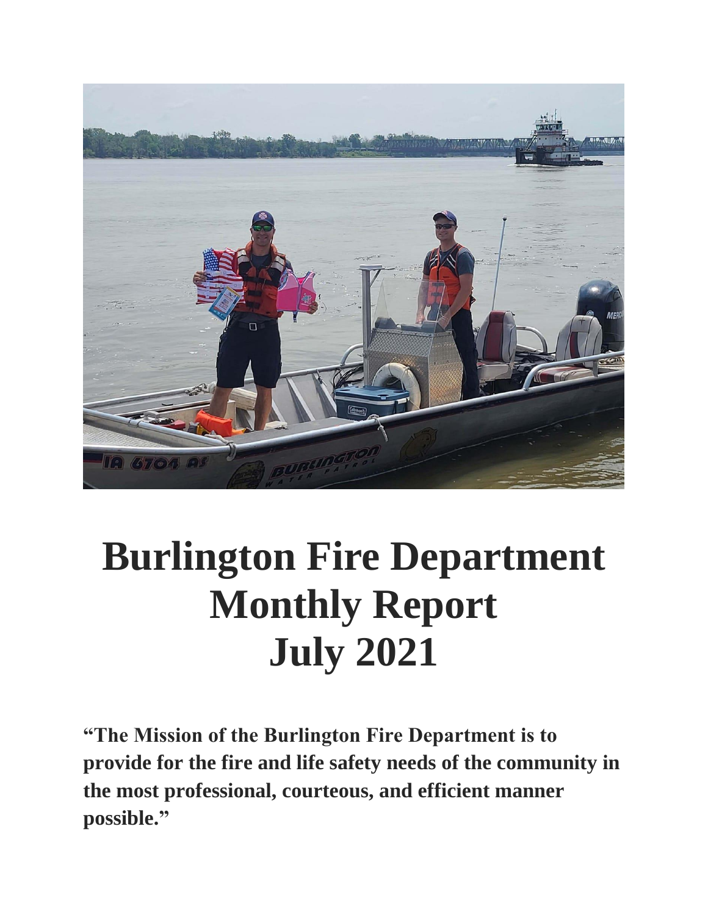# Burlington Fire Department Monthly Report July 2021

**"The Mission of the Burlington Fire Department is to provide for the fire and life safety needs of the community in the most professional, courteous, and efficient manner possible."**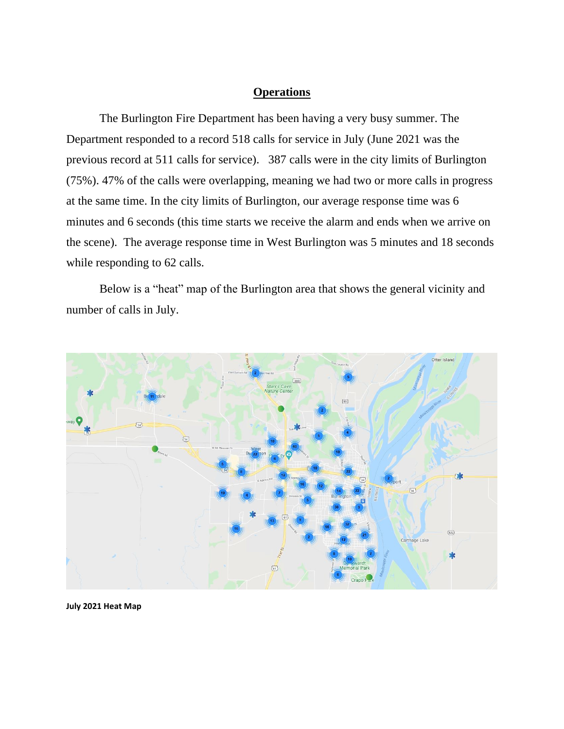# Operations

The Burlington Fire Department has been having a very busy summer. The Department responded to a record 518 calls for service in July (June 2021 was the previous record at 511 calls for service). 387 calls were in the city limits of Burlington (75%). 47% of the calls were overlapping, meaning we had two or more calls in progress at the same time. In the city limits of Burlington, our average response time was 6 minutes and 6 seconds (this time starts we receive the alarm and ends when we arrive on the scene). The average response time in West Burlington was 5 minutes and 18 seconds while responding to 62 calls.

Below is a "heat" map of the Burlington area that shows the general vicinity and number of calls in July.

**July 2021 Heat Map**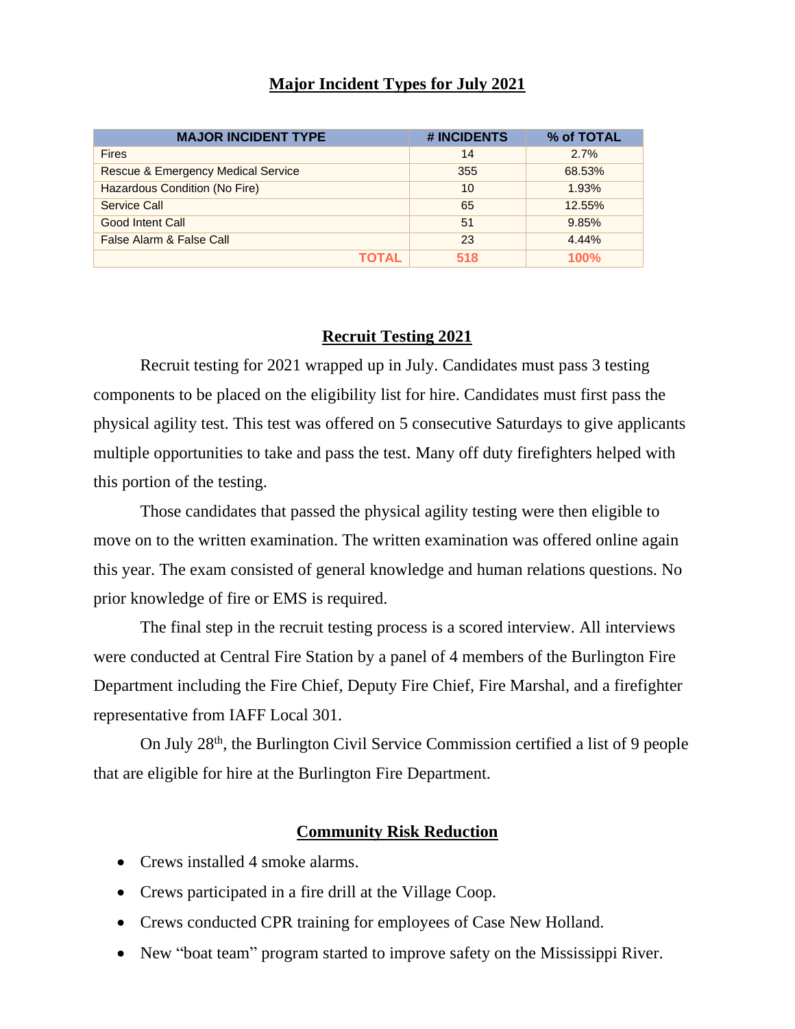## Major Incident Types for July 2021

| MAJOR INCIDENT TYPE | # INCIDENTS | % of TOTAL |
|---|---|---|
| Fires | 14 | 2.7% |
| Rescue & Emergency Medical Service | 355 | 68.53% |
| Hazardous Condition (No Fire) | 10 | 1.93% |
| Service Call | 65 | 12.55% |
| Good Intent Call | 51 | 9.85% |
| False Alarm & False Call | 23 | 4.44% |
| **TOTAL** | **518** | **100%** |

## Recruit Testing 2021

Recruit testing for 2021 wrapped up in July. Candidates must pass 3 testing components to be placed on the eligibility list for hire. Candidates must first pass the physical agility test. This test was offered on 5 consecutive Saturdays to give applicants multiple opportunities to take and pass the test. Many off duty firefighters helped with this portion of the testing.

Those candidates that passed the physical agility testing were then eligible to move on to the written examination. The written examination was offered online again this year. The exam consisted of general knowledge and human relations questions. No prior knowledge of fire or EMS is required.

The final step in the recruit testing process is a scored interview. All interviews were conducted at Central Fire Station by a panel of 4 members of the Burlington Fire Department including the Fire Chief, Deputy Fire Chief, Fire Marshal, and a firefighter representative from IAFF Local 301.

On July 28th, the Burlington Civil Service Commission certified a list of 9 people that are eligible for hire at the Burlington Fire Department.

## Community Risk Reduction

- Crews installed 4 smoke alarms.
- Crews participated in a fire drill at the Village Coop.
- Crews conducted CPR training for employees of Case New Holland.
- New "boat team" program started to improve safety on the Mississippi River.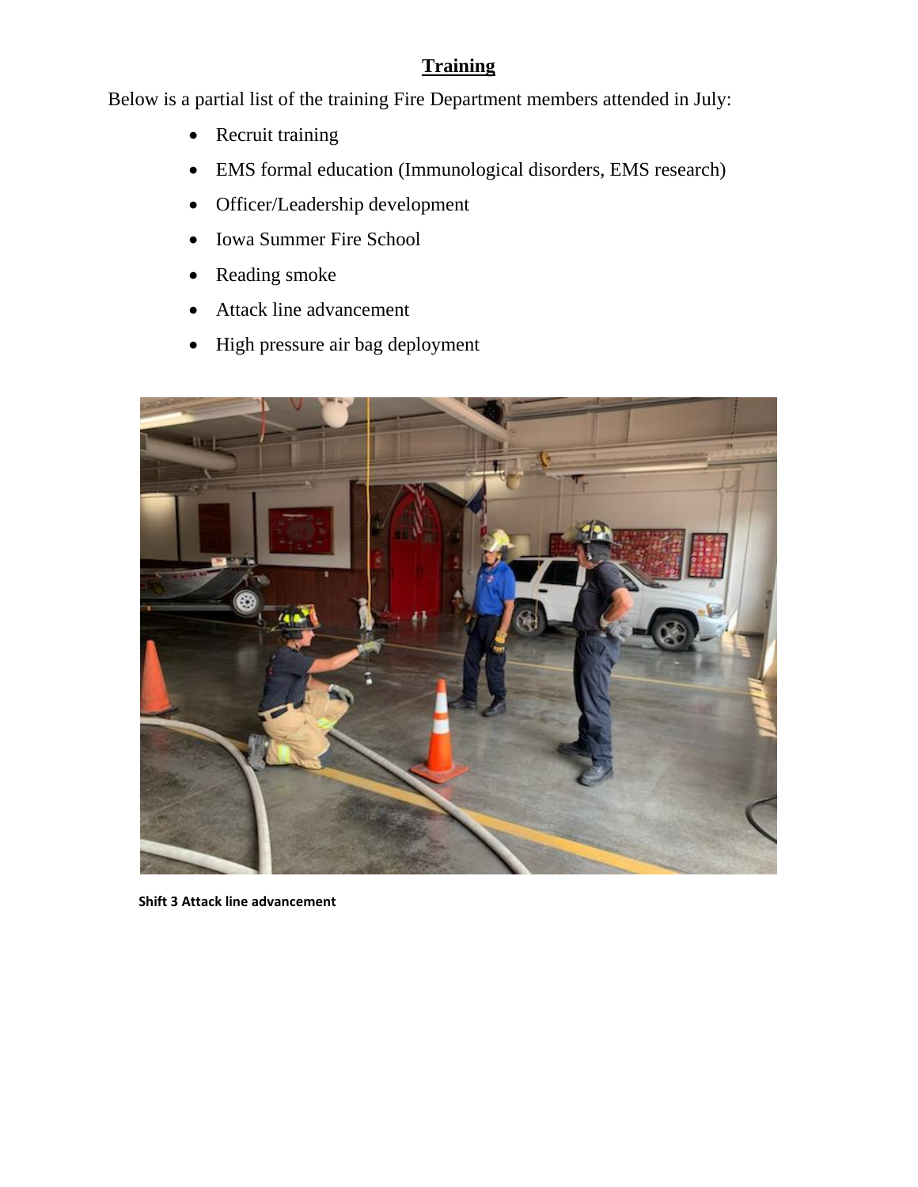## Training

Below is a partial list of the training Fire Department members attended in July:

- Recruit training
- EMS formal education (Immunological disorders, EMS research)
- Officer/Leadership development
- Iowa Summer Fire School
- Reading smoke
- Attack line advancement
- High pressure air bag deployment

**Shift 3 Attack line advancement**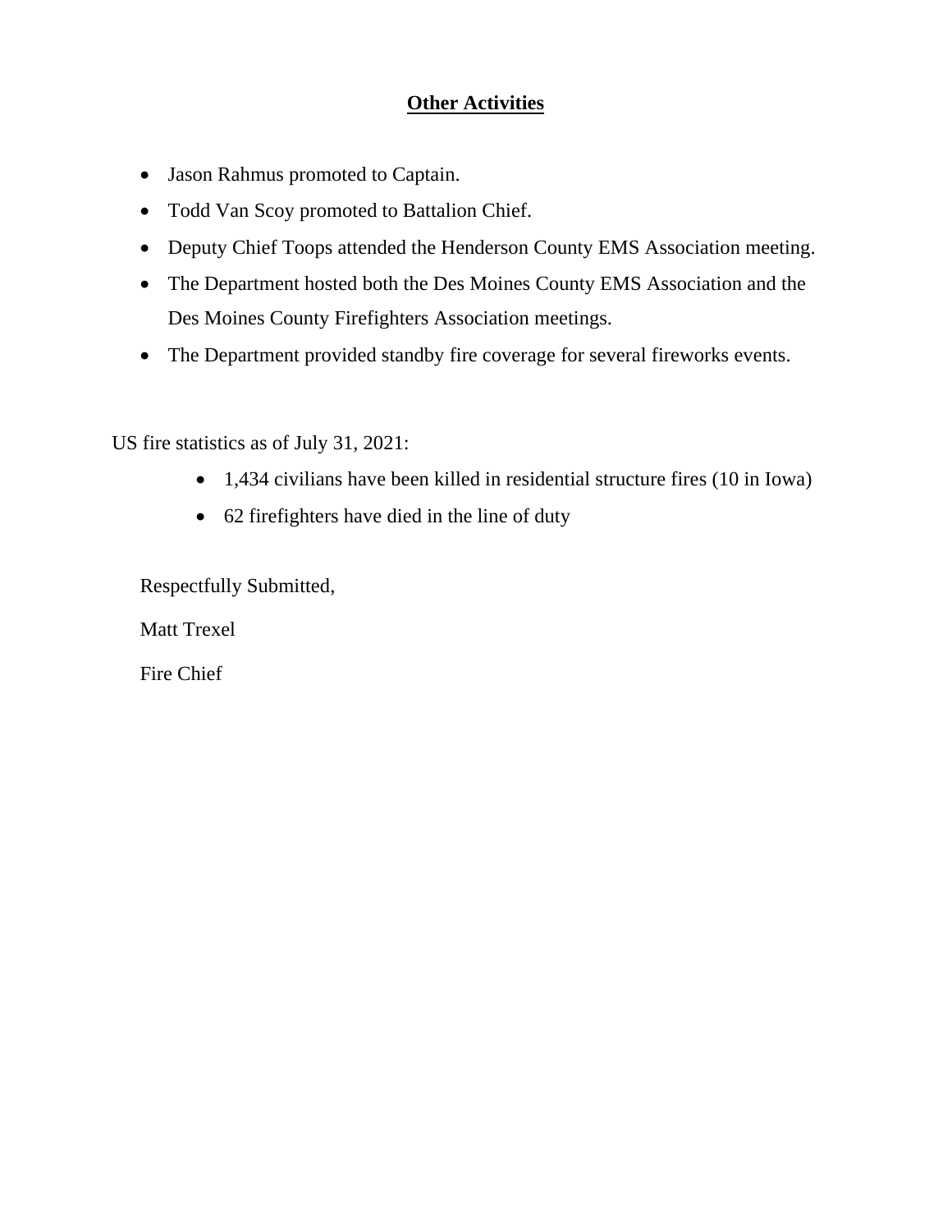## Other Activities

- Jason Rahmus promoted to Captain.
- Todd Van Scoy promoted to Battalion Chief.
- Deputy Chief Toops attended the Henderson County EMS Association meeting.
- The Department hosted both the Des Moines County EMS Association and the Des Moines County Firefighters Association meetings.
- The Department provided standby fire coverage for several fireworks events.

US fire statistics as of July 31, 2021:

- 1,434 civilians have been killed in residential structure fires (10 in Iowa)
- 62 firefighters have died in the line of duty

Respectfully Submitted,

Matt Trexel

Fire Chief